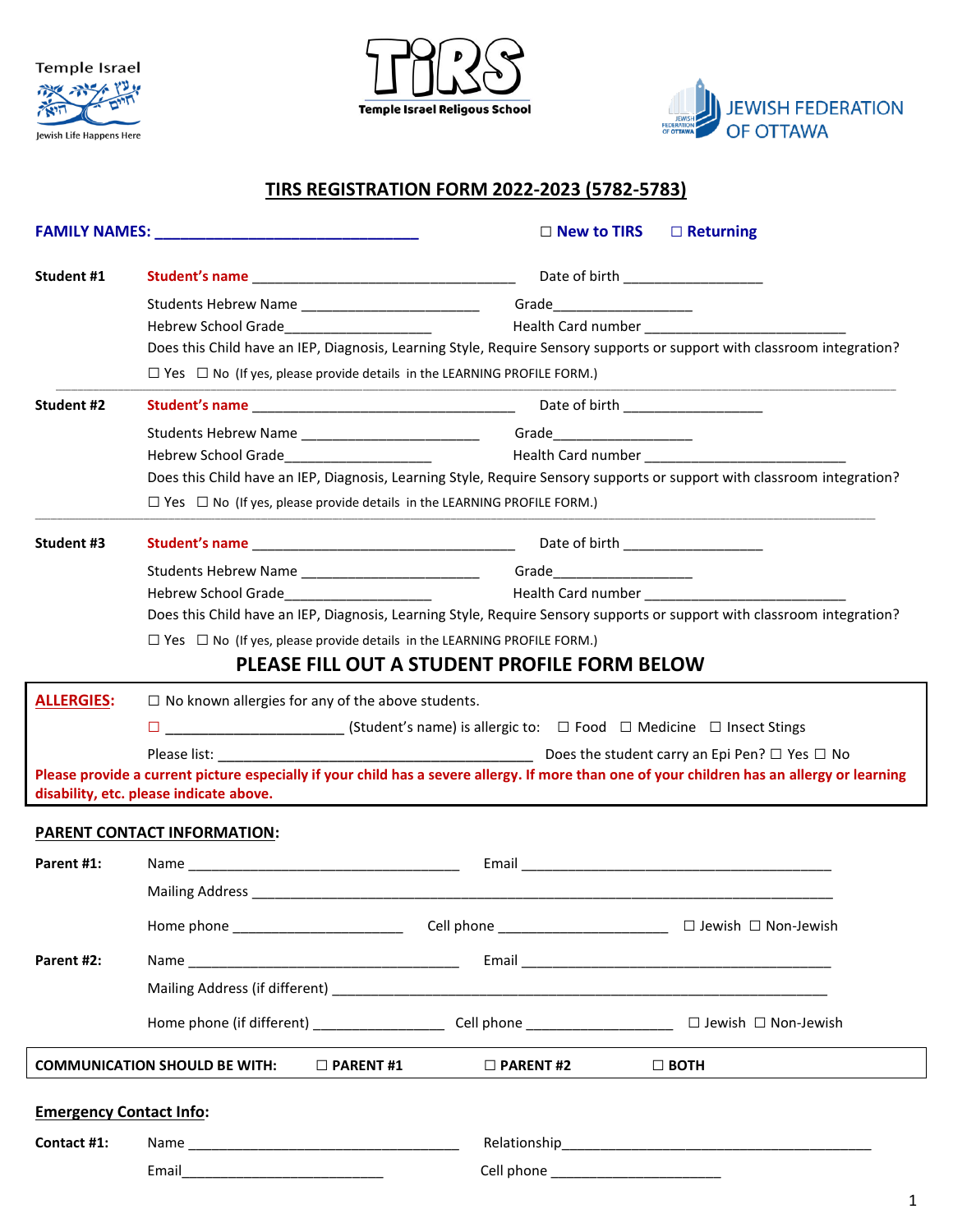Temple Israel
Jewish Life Happens Here

**TiRS**
**Temple Israel Religous School**

JEWISH FEDERATION OF OTTAWA

# TIRS REGISTRATION FORM 2022-2023 (5782-5783)

**FAMILY NAMES: ________________________________** ☐ **New to TIRS** ☐ **Returning**

**Student #1**

**Student's name** ___________________________________ Date of birth __________________

Students Hebrew Name ________________________ Grade___________________

Hebrew School Grade____________________ Health Card number ___________________________

Does this Child have an IEP, Diagnosis, Learning Style, Require Sensory supports or support with classroom integration?

☐ Yes ☐ No (If yes, please provide details in the LEARNING PROFILE FORM.)

---

**Student #2**

**Student's name** ___________________________________ Date of birth __________________

Students Hebrew Name ________________________ Grade___________________

Hebrew School Grade____________________ Health Card number ___________________________

Does this Child have an IEP, Diagnosis, Learning Style, Require Sensory supports or support with classroom integration?

☐ Yes ☐ No (If yes, please provide details in the LEARNING PROFILE FORM.)

---

**Student #3**

**Student's name** ___________________________________ Date of birth __________________

Students Hebrew Name ________________________ Grade___________________

Hebrew School Grade____________________ Health Card number ___________________________

Does this Child have an IEP, Diagnosis, Learning Style, Require Sensory supports or support with classroom integration?

☐ Yes ☐ No (If yes, please provide details in the LEARNING PROFILE FORM.)

## PLEASE FILL OUT A STUDENT PROFILE FORM BELOW

**ALLERGIES:** ☐ No known allergies for any of the above students.

☐ ________________________ (Student's name) is allergic to: ☐ Food ☐ Medicine ☐ Insect Stings

Please list: ___________________________________________ Does the student carry an Epi Pen? ☐ Yes ☐ No

**Please provide a current picture especially if your child has a severe allergy. If more than one of your children has an allergy or learning disability, etc. please indicate above.**

**PARENT CONTACT INFORMATION:**

**Parent #1:** Name _____________________________________ Email ___________________________________________

Mailing Address _____________________________________________________________________________

Home phone _______________________ Cell phone _______________________ ☐ Jewish ☐ Non-Jewish

**Parent #2:** Name _____________________________________ Email ___________________________________________

Mailing Address (if different) __________________________________________________________________

Home phone (if different) _________________ Cell phone ____________________ ☐ Jewish ☐ Non-Jewish

**COMMUNICATION SHOULD BE WITH:** ☐ **PARENT #1** ☐ **PARENT #2** ☐ **BOTH**

**Emergency Contact Info:**

**Contact #1:** Name _____________________________________ Relationship__________________________________________

Email___________________________ Cell phone _______________________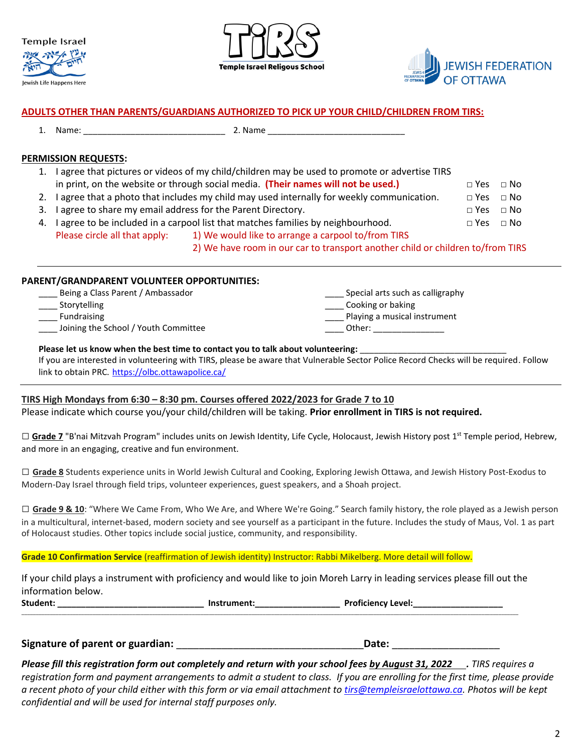Temple Israel

Jewish Life Happens Here

**TiRS**

**Temple Israel Religous School**

JEWISH FEDERATION OF OTTAWA

**ADULTS OTHER THAN PARENTS/GUARDIANS AUTHORIZED TO PICK UP YOUR CHILD/CHILDREN FROM TIRS:**

1. Name: ______________________________ 2. Name ____________________________

**PERMISSION REQUESTS:**

1. I agree that pictures or videos of my child/children may be used to promote or advertise TIRS in print, on the website or through social media. **(Their names will not be used.)** □ Yes □ No
2. I agree that a photo that includes my child may used internally for weekly communication. □ Yes □ No
3. I agree to share my email address for the Parent Directory. □ Yes □ No
4. I agree to be included in a carpool list that matches families by neighbourhood. □ Yes □ No

   Please circle all that apply: 1) We would like to arrange a carpool to/from TIRS
   2) We have room in our car to transport another child or children to/from TIRS

---

**PARENT/GRANDPARENT VOLUNTEER OPPORTUNITIES:**

____ Being a Class Parent / Ambassador
____ Storytelling
____ Fundraising
____ Joining the School / Youth Committee
____ Special arts such as calligraphy
____ Cooking or baking
____ Playing a musical instrument
____ Other: _______________

**Please let us know when the best time to contact you to talk about volunteering:** _______________________________

If you are interested in volunteering with TIRS, please be aware that Vulnerable Sector Police Record Checks will be required. Follow link to obtain PRC. https://olbc.ottawapolice.ca/

---

**TIRS High Mondays from 6:30 – 8:30 pm. Courses offered 2022/2023 for Grade 7 to 10**

Please indicate which course you/your child/children will be taking. **Prior enrollment in TIRS is not required.**

☐ **Grade 7** "B'nai Mitzvah Program" includes units on Jewish Identity, Life Cycle, Holocaust, Jewish History post 1st Temple period, Hebrew, and more in an engaging, creative and fun environment.

☐ **Grade 8** Students experience units in World Jewish Cultural and Cooking, Exploring Jewish Ottawa, and Jewish History Post-Exodus to Modern-Day Israel through field trips, volunteer experiences, guest speakers, and a Shoah project.

☐ **Grade 9 & 10**: "Where We Came From, Who We Are, and Where We're Going." Search family history, the role played as a Jewish person in a multicultural, internet-based, modern society and see yourself as a participant in the future. Includes the study of Maus, Vol. 1 as part of Holocaust studies. Other topics include social justice, community, and responsibility.

**Grade 10 Confirmation Service** (reaffirmation of Jewish identity) Instructor: Rabbi Mikelberg. More detail will follow.

If your child plays a instrument with proficiency and would like to join Moreh Larry in leading services please fill out the information below.

**Student: ______________________________ Instrument:_________________ Proficiency Level:__________________**

---

**Signature of parent or guardian:** ___________________________________**Date:** ____________________

***Please fill this registration form out completely and return with your school fees by August 31, 2022.*** *TIRS requires a registration form and payment arrangements to admit a student to class. If you are enrolling for the first time, please provide a recent photo of your child either with this form or via email attachment to tirs@templeisraelottawa.ca. Photos will be kept confidential and will be used for internal staff purposes only.*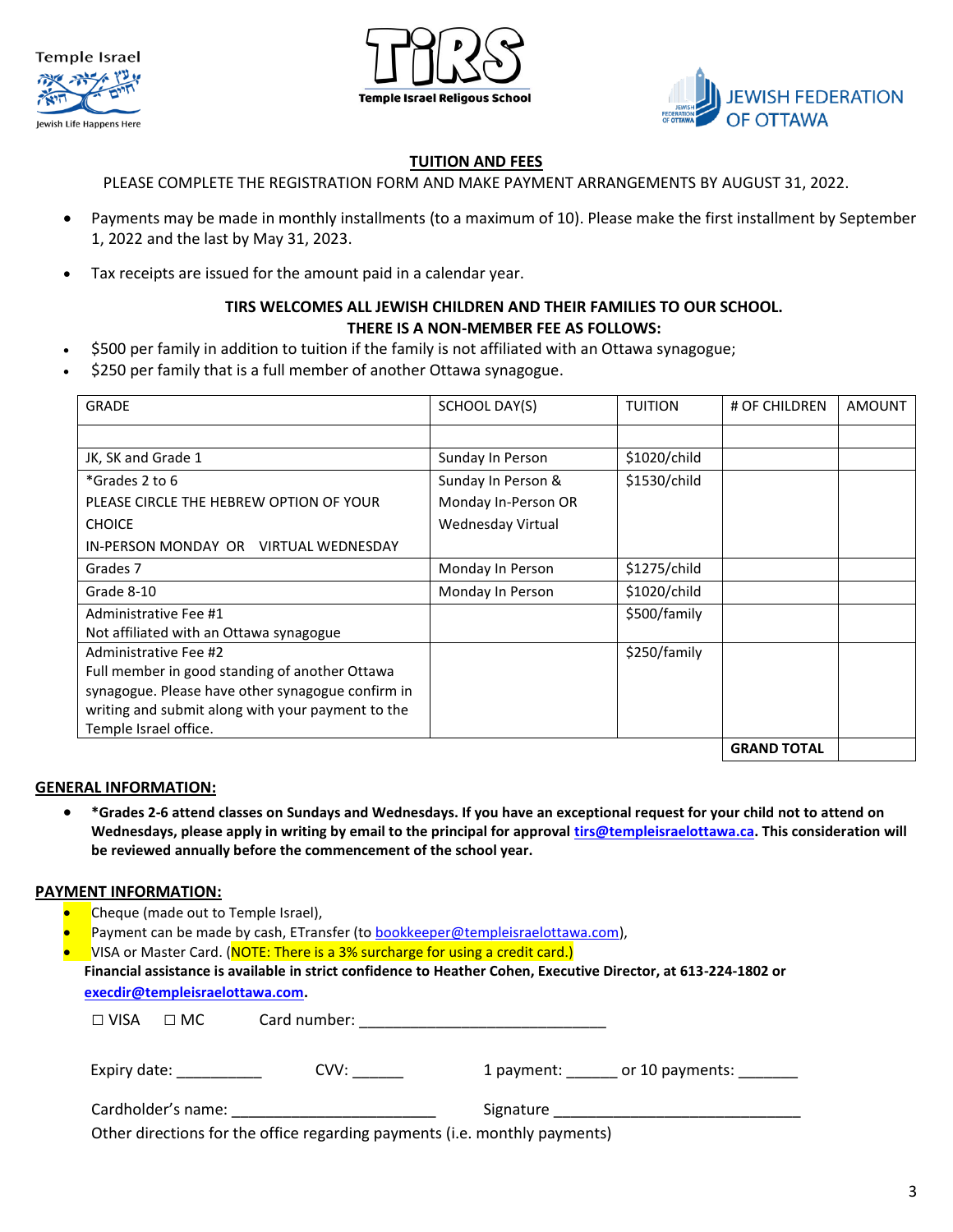Temple Israel

Jewish Life Happens Here

TiRS

Temple Israel Religous School

JEWISH FEDERATION OF OTTAWA

## TUITION AND FEES

PLEASE COMPLETE THE REGISTRATION FORM AND MAKE PAYMENT ARRANGEMENTS BY AUGUST 31, 2022.

- Payments may be made in monthly installments (to a maximum of 10). Please make the first installment by September 1, 2022 and the last by May 31, 2023.
- Tax receipts are issued for the amount paid in a calendar year.

**TIRS WELCOMES ALL JEWISH CHILDREN AND THEIR FAMILIES TO OUR SCHOOL.**
**THERE IS A NON-MEMBER FEE AS FOLLOWS:**

- $500 per family in addition to tuition if the family is not affiliated with an Ottawa synagogue;
- $250 per family that is a full member of another Ottawa synagogue.

| GRADE | SCHOOL DAY(S) | TUITION | # OF CHILDREN | AMOUNT |
|---|---|---|---|---|
| | | | | |
| JK, SK and Grade 1 | Sunday In Person | $1020/child | | |
| *Grades 2 to 6<br>PLEASE CIRCLE THE HEBREW OPTION OF YOUR CHOICE<br>IN-PERSON MONDAY OR VIRTUAL WEDNESDAY | Sunday In Person & Monday In-Person OR Wednesday Virtual | $1530/child | | |
| Grades 7 | Monday In Person | $1275/child | | |
| Grade 8-10 | Monday In Person | $1020/child | | |
| Administrative Fee #1<br>Not affiliated with an Ottawa synagogue | | $500/family | | |
| Administrative Fee #2<br>Full member in good standing of another Ottawa synagogue. Please have other synagogue confirm in writing and submit along with your payment to the Temple Israel office. | | $250/family | | |
| | | | **GRAND TOTAL** | |

## GENERAL INFORMATION:

- ***Grades 2-6 attend classes on Sundays and Wednesdays. If you have an exceptional request for your child not to attend on Wednesdays, please apply in writing by email to the principal for approval tirs@templeisraelottawa.ca. This consideration will be reviewed annually before the commencement of the school year.**

## PAYMENT INFORMATION:

- Cheque (made out to Temple Israel),
- Payment can be made by cash, ETransfer (to bookkeeper@templeisraelottawa.com),
- VISA or Master Card. (NOTE: There is a 3% surcharge for using a credit card.)

**Financial assistance is available in strict confidence to Heather Cohen, Executive Director, at 613-224-1802 or execdir@templeisraelottawa.com.**

☐ VISA ☐ MC Card number: ______________________________

Expiry date: __________ CVV: ______ 1 payment: ______ or 10 payments: _______

Cardholder's name: ________________________ Signature ______________________________

Other directions for the office regarding payments (i.e. monthly payments)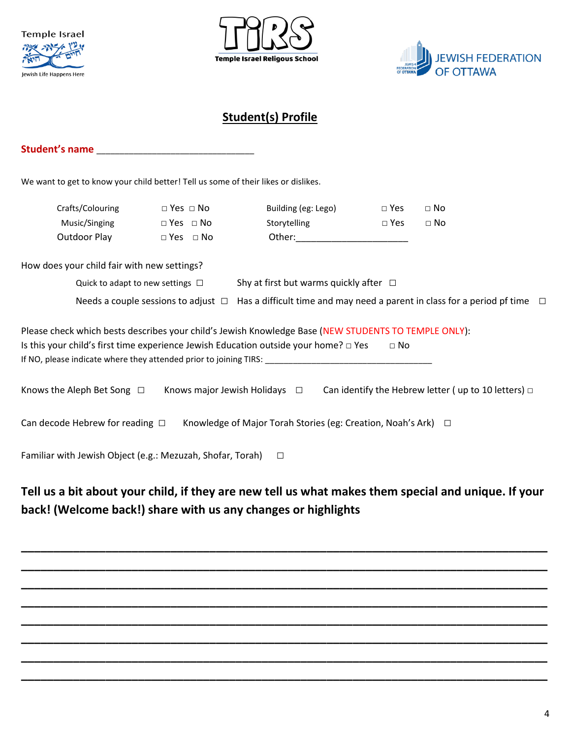Temple Israel

Jewish Life Happens Here

TiRS

Temple Israel Religous School

JEWISH FEDERATION OF OTTAWA

## Student(s) Profile

**Student's name** ______________________________

We want to get to know your child better! Tell us some of their likes or dislikes.

| | | | |
|---|---|---|---|
| Crafts/Colouring | □ Yes □ No | Building (eg: Lego) | □ Yes □ No |
| Music/Singing | □ Yes □ No | Storytelling | □ Yes □ No |
| Outdoor Play | □ Yes □ No | Other:______________________ | |

How does your child fair with new settings?

Quick to adapt to new settings □ Shy at first but warms quickly after □

Needs a couple sessions to adjust □ Has a difficult time and may need a parent in class for a period pf time □

Please check which bests describes your child's Jewish Knowledge Base (NEW STUDENTS TO TEMPLE ONLY):

Is this your child's first time experience Jewish Education outside your home? □ Yes □ No

If NO, please indicate where they attended prior to joining TIRS: ___________________________________

Knows the Aleph Bet Song □ Knows major Jewish Holidays □ Can identify the Hebrew letter ( up to 10 letters) □

Can decode Hebrew for reading □ Knowledge of Major Torah Stories (eg: Creation, Noah's Ark) □

Familiar with Jewish Object (e.g.: Mezuzah, Shofar, Torah) □

**Tell us a bit about your child, if they are new tell us what makes them special and unique. If your back! (Welcome back!) share with us any changes or highlights**

______________________________________________________________________________

______________________________________________________________________________

______________________________________________________________________________

______________________________________________________________________________

______________________________________________________________________________

______________________________________________________________________________

______________________________________________________________________________

______________________________________________________________________________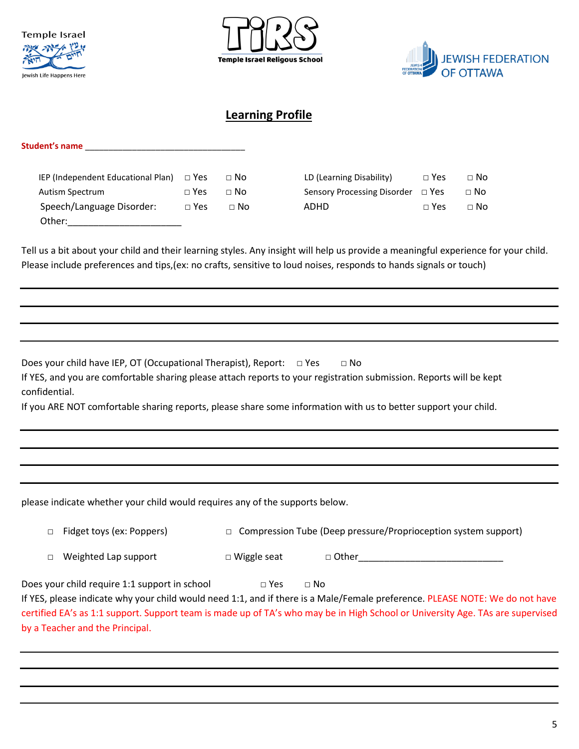Temple Israel

Jewish Life Happens Here

TiRS

Temple Israel Religous School

JEWISH FEDERATION OF OTTAWA

# Learning Profile

**Student's name** ________________________________

| | | | | | |
|---|---|---|---|---|---|
| IEP (Independent Educational Plan) | □ Yes | □ No | LD (Learning Disability) | □ Yes | □ No |
| Autism Spectrum | □ Yes | □ No | Sensory Processing Disorder | □ Yes | □ No |
| Speech/Language Disorder: | □ Yes | □ No | ADHD | □ Yes | □ No |
| Other:______________________ | | | | | |

Tell us a bit about your child and their learning styles. Any insight will help us provide a meaningful experience for your child. Please include preferences and tips,(ex: no crafts, sensitive to loud noises, responds to hands signals or touch)

______________________________________________________________________________

______________________________________________________________________________

______________________________________________________________________________

______________________________________________________________________________

Does your child have IEP, OT (Occupational Therapist), Report: □ Yes □ No

If YES, and you are comfortable sharing please attach reports to your registration submission. Reports will be kept confidential.

If you ARE NOT comfortable sharing reports, please share some information with us to better support your child.

______________________________________________________________________________

______________________________________________________________________________

______________________________________________________________________________

______________________________________________________________________________

please indicate whether your child would requires any of the supports below.

□ Fidget toys (ex: Poppers) □ Compression Tube (Deep pressure/Proprioception system support)

□ Weighted Lap support □ Wiggle seat □ Other____________________________

Does your child require 1:1 support in school □ Yes □ No

If YES, please indicate why your child would need 1:1, and if there is a Male/Female preference. PLEASE NOTE: We do not have certified EA's as 1:1 support. Support team is made up of TA's who may be in High School or University Age. TAs are supervised by a Teacher and the Principal.

______________________________________________________________________________

______________________________________________________________________________

______________________________________________________________________________

______________________________________________________________________________